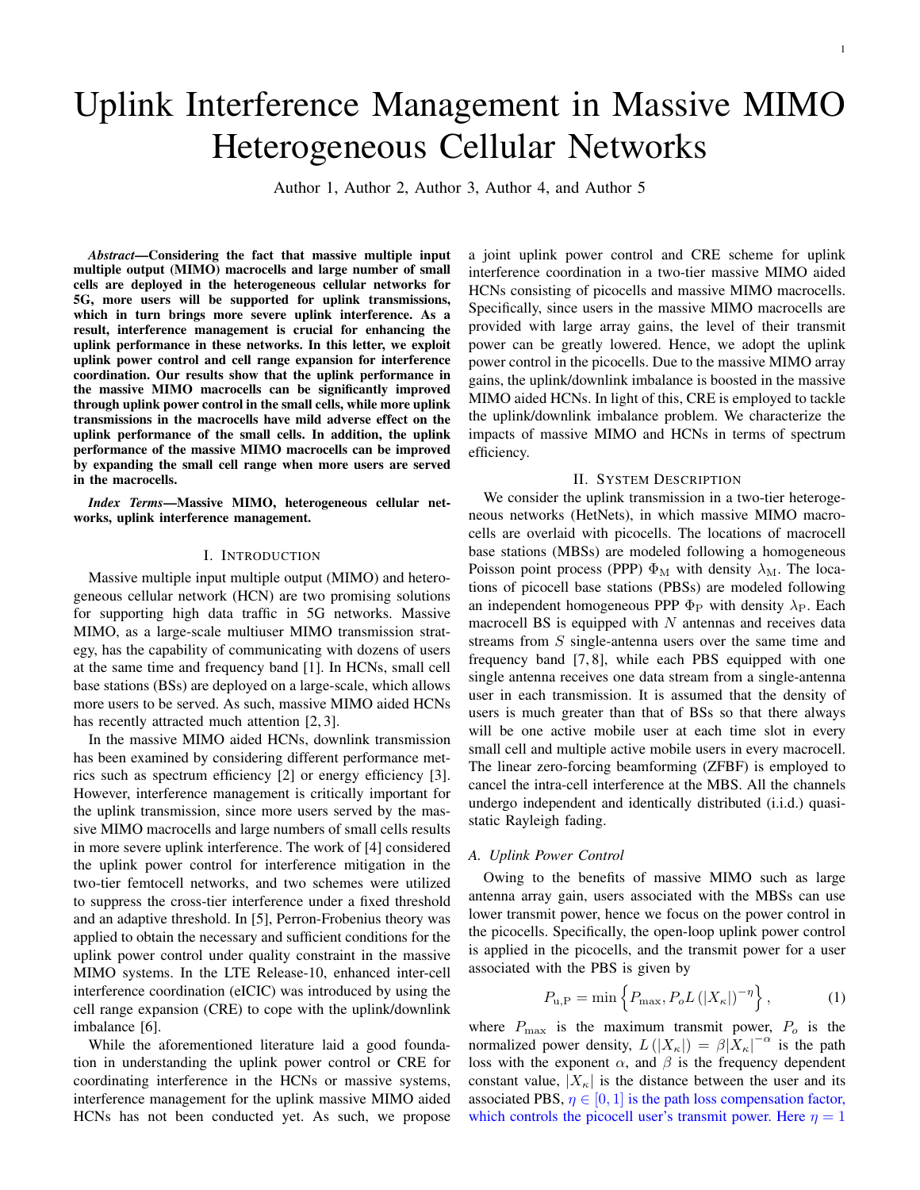# Uplink Interference Management in Massive MIMO Heterogeneous Cellular Networks

Author 1, Author 2, Author 3, Author 4, and Author 5

***Abstract*—Considering the fact that massive multiple input multiple output (MIMO) macrocells and large number of small cells are deployed in the heterogeneous cellular networks for 5G, more users will be supported for uplink transmissions, which in turn brings more severe uplink interference. As a result, interference management is crucial for enhancing the uplink performance in these networks. In this letter, we exploit uplink power control and cell range expansion for interference coordination. Our results show that the uplink performance in the massive MIMO macrocells can be significantly improved through uplink power control in the small cells, while more uplink transmissions in the macrocells have mild adverse effect on the uplink performance of the small cells. In addition, the uplink performance of the massive MIMO macrocells can be improved by expanding the small cell range when more users are served in the macrocells.**

***Index Terms*—Massive MIMO, heterogeneous cellular networks, uplink interference management.**

## I. Introduction

Massive multiple input multiple output (MIMO) and heterogeneous cellular network (HCN) are two promising solutions for supporting high data traffic in 5G networks. Massive MIMO, as a large-scale multiuser MIMO transmission strategy, has the capability of communicating with dozens of users at the same time and frequency band [1]. In HCNs, small cell base stations (BSs) are deployed on a large-scale, which allows more users to be served. As such, massive MIMO aided HCNs has recently attracted much attention [2, 3].

In the massive MIMO aided HCNs, downlink transmission has been examined by considering different performance metrics such as spectrum efficiency [2] or energy efficiency [3]. However, interference management is critically important for the uplink transmission, since more users served by the massive MIMO macrocells and large numbers of small cells results in more severe uplink interference. The work of [4] considered the uplink power control for interference mitigation in the two-tier femtocell networks, and two schemes were utilized to suppress the cross-tier interference under a fixed threshold and an adaptive threshold. In [5], Perron-Frobenius theory was applied to obtain the necessary and sufficient conditions for the uplink power control under quality constraint in the massive MIMO systems. In the LTE Release-10, enhanced inter-cell interference coordination (eICIC) was introduced by using the cell range expansion (CRE) to cope with the uplink/downlink imbalance [6].

While the aforementioned literature laid a good foundation in understanding the uplink power control or CRE for coordinating interference in the HCNs or massive systems, interference management for the uplink massive MIMO aided HCNs has not been conducted yet. As such, we propose a joint uplink power control and CRE scheme for uplink interference coordination in a two-tier massive MIMO aided HCNs consisting of picocells and massive MIMO macrocells. Specifically, since users in the massive MIMO macrocells are provided with large array gains, the level of their transmit power can be greatly lowered. Hence, we adopt the uplink power control in the picocells. Due to the massive MIMO array gains, the uplink/downlink imbalance is boosted in the massive MIMO aided HCNs. In light of this, CRE is employed to tackle the uplink/downlink imbalance problem. We characterize the impacts of massive MIMO and HCNs in terms of spectrum efficiency.

## II. System Description

We consider the uplink transmission in a two-tier heterogeneous networks (HetNets), in which massive MIMO macrocells are overlaid with picocells. The locations of macrocell base stations (MBSs) are modeled following a homogeneous Poisson point process (PPP) $\Phi_{\rm M}$ with density $\lambda_{\rm M}$. The locations of picocell base stations (PBSs) are modeled following an independent homogeneous PPP $\Phi_{\rm P}$ with density $\lambda_{\rm P}$. Each macrocell BS is equipped with $N$ antennas and receives data streams from $S$ single-antenna users over the same time and frequency band [7, 8], while each PBS equipped with one single antenna receives one data stream from a single-antenna user in each transmission. It is assumed that the density of users is much greater than that of BSs so that there always will be one active mobile user at each time slot in every small cell and multiple active mobile users in every macrocell. The linear zero-forcing beamforming (ZFBF) is employed to cancel the intra-cell interference at the MBS. All the channels undergo independent and identically distributed (i.i.d.) quasi-static Rayleigh fading.

### A. Uplink Power Control

Owing to the benefits of massive MIMO such as large antenna array gain, users associated with the MBSs can use lower transmit power, hence we focus on the power control in the picocells. Specifically, the open-loop uplink power control is applied in the picocells, and the transmit power for a user associated with the PBS is given by

$$P_{\rm u,P} = \min\left\{P_{\max}, P_o L\left(|X_\kappa|\right)^{-\eta}\right\}, \tag{1}$$

where $P_{\max}$ is the maximum transmit power, $P_o$ is the normalized power density, $L\left(|X_\kappa|\right) = \beta|X_\kappa|^{-\alpha}$ is the path loss with the exponent $\alpha$, and $\beta$ is the frequency dependent constant value, $|X_\kappa|$ is the distance between the user and its associated PBS, $\eta \in [0, 1]$ is the path loss compensation factor, which controls the picocell user's transmit power. Here $\eta = 1$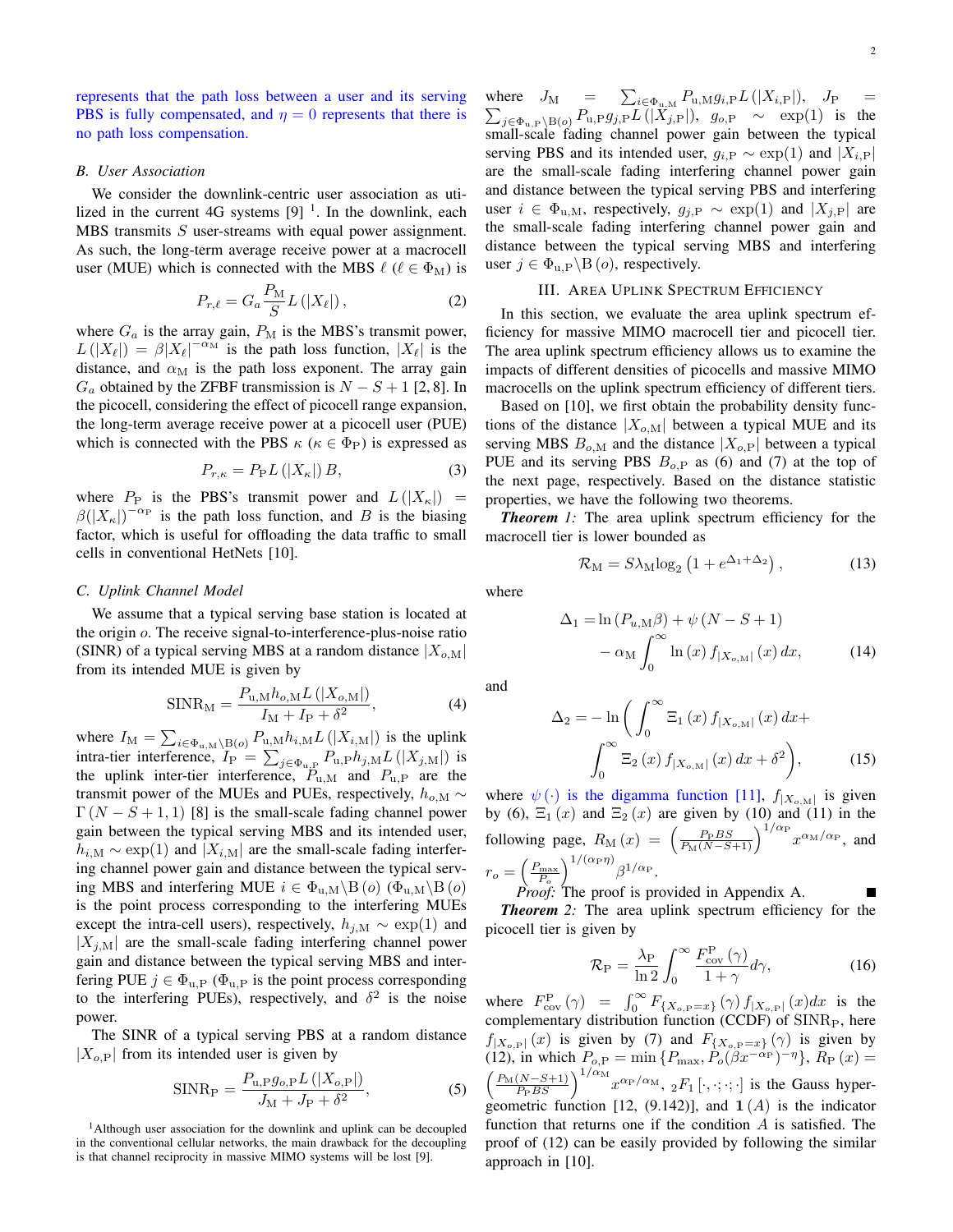represents that the path loss between a user and its serving PBS is fully compensated, and $\eta = 0$ represents that there is no path loss compensation.

### B. User Association

We consider the downlink-centric user association as utilized in the current 4G systems [9] [1]. In the downlink, each MBS transmits $S$ user-streams with equal power assignment. As such, the long-term average receive power at a macrocell user (MUE) which is connected with the MBS $\ell$ ($\ell \in \Phi_{\rm M}$) is

$$P_{r,\ell} = G_a \frac{P_{\rm M}}{S} L\left(|X_\ell|\right), \tag{2}$$

where $G_a$ is the array gain, $P_{\rm M}$ is the MBS's transmit power, $L\left(|X_\ell|\right) = \beta |X_\ell|^{-\alpha_{\rm M}}$ is the path loss function, $|X_\ell|$ is the distance, and $\alpha_{\rm M}$ is the path loss exponent. The array gain $G_a$ obtained by the ZFBF transmission is $N - S + 1$ [2, 8]. In the picocell, considering the effect of picocell range expansion, the long-term average receive power at a picocell user (PUE) which is connected with the PBS $\kappa$ ($\kappa \in \Phi_{\rm P}$) is expressed as

$$P_{r,\kappa} = P_{\rm P} L\left(|X_\kappa|\right) B, \tag{3}$$

where $P_{\rm P}$ is the PBS's transmit power and $L\left(|X_\kappa|\right) = \beta (|X_\kappa|)^{-\alpha_{\rm P}}$ is the path loss function, and $B$ is the biasing factor, which is useful for offloading the data traffic to small cells in conventional HetNets [10].

### C. Uplink Channel Model

We assume that a typical serving base station is located at the origin $o$. The receive signal-to-interference-plus-noise ratio (SINR) of a typical serving MBS at a random distance $|X_{o,{\rm M}}|$ from its intended MUE is given by

$$\mathrm{SINR}_{\rm M} = \frac{P_{\rm u,M} h_{o,{\rm M}} L\left(|X_{o,{\rm M}}|\right)}{I_{\rm M} + I_{\rm P} + \delta^2}, \tag{4}$$

where $I_{\rm M} = \sum_{i \in \Phi_{\rm u,M} \setminus {\rm B}(o)} P_{\rm u,M} h_{i,{\rm M}} L\left(|X_{i,{\rm M}}|\right)$ is the uplink intra-tier interference, $I_{\rm P} = \sum_{j \in \Phi_{\rm u,P}} P_{\rm u,P} h_{j,{\rm M}} L\left(|X_{j,{\rm M}}|\right)$ is the uplink inter-tier interference, $P_{\rm u,M}$ and $P_{\rm u,P}$ are the transmit power of the MUEs and PUEs, respectively, $h_{o,{\rm M}} \sim \Gamma\left(N - S + 1, 1\right)$ [8] is the small-scale fading channel power gain between the typical serving MBS and its intended user, $h_{i,{\rm M}} \sim \exp(1)$ and $|X_{i,{\rm M}}|$ are the small-scale fading interfering channel power gain and distance between the typical serving MBS and interfering MUE $i \in \Phi_{\rm u,M} \setminus {\rm B}\left(o\right)$ ($\Phi_{\rm u,M} \setminus {\rm B}\left(o\right)$ is the point process corresponding to the interfering MUEs except the intra-cell users), respectively, $h_{j,{\rm M}} \sim \exp(1)$ and $|X_{j,{\rm M}}|$ are the small-scale fading interfering channel power gain and distance between the typical serving MBS and interfering PUE $j \in \Phi_{\rm u,P}$ ($\Phi_{\rm u,P}$ is the point process corresponding to the interfering PUEs), respectively, and $\delta^2$ is the noise power.

The SINR of a typical serving PBS at a random distance $|X_{o,{\rm P}}|$ from its intended user is given by

$$\mathrm{SINR}_{\rm P} = \frac{P_{\rm u,P} g_{o,{\rm P}} L\left(|X_{o,{\rm P}}|\right)}{J_{\rm M} + J_{\rm P} + \delta^2}, \tag{5}$$

where $J_{\rm M} = \sum_{i \in \Phi_{\rm u,M}} P_{\rm u,M} g_{i,{\rm P}} L\left(|X_{i,{\rm P}}|\right)$, $J_{\rm P} = \sum_{j \in \Phi_{\rm u,P} \setminus {\rm B}(o)} P_{\rm u,P} g_{j,{\rm P}} L\left(|X_{j,{\rm P}}|\right)$, $g_{o,{\rm P}} \sim \exp(1)$ is the small-scale fading channel power gain between the typical serving PBS and its intended user, $g_{i,{\rm P}} \sim \exp(1)$ and $|X_{i,{\rm P}}|$ are the small-scale fading interfering channel power gain and distance between the typical serving PBS and interfering user $i \in \Phi_{\rm u,M}$, respectively, $g_{j,{\rm P}} \sim \exp(1)$ and $|X_{j,{\rm P}}|$ are the small-scale fading interfering channel power gain and distance between the typical serving MBS and interfering user $j \in \Phi_{\rm u,P} \setminus {\rm B}\left(o\right)$, respectively.

## III. Area Uplink Spectrum Efficiency

In this section, we evaluate the area uplink spectrum efficiency for massive MIMO macrocell tier and picocell tier. The area uplink spectrum efficiency allows us to examine the impacts of different densities of picocells and massive MIMO macrocells on the uplink spectrum efficiency of different tiers.

Based on [10], we first obtain the probability density functions of the distance $|X_{o,{\rm M}}|$ between a typical MUE and its serving MBS $B_{o,{\rm M}}$ and the distance $|X_{o,{\rm P}}|$ between a typical PUE and its serving PBS $B_{o,{\rm P}}$ as (6) and (7) at the top of the next page, respectively. Based on the distance statistic properties, we have the following two theorems.

***Theorem 1:*** The area uplink spectrum efficiency for the macrocell tier is lower bounded as

$$\mathcal{R}_{\rm M} = S \lambda_{\rm M} \log_2 \left(1 + e^{\Delta_1 + \Delta_2}\right), \tag{13}$$

where

$$\Delta_1 = \ln\left(P_{u,{\rm M}} \beta\right) + \psi\left(N - S + 1\right) - \alpha_{\rm M} \int_0^\infty \ln\left(x\right) f_{|X_{o,{\rm M}}|}\left(x\right) dx, \tag{14}$$

and

$$\Delta_2 = -\ln\left(\int_0^\infty \Xi_1\left(x\right) f_{|X_{o,{\rm M}}|}\left(x\right) dx + \int_0^\infty \Xi_2\left(x\right) f_{|X_{o,{\rm M}}|}\left(x\right) dx + \delta^2\right), \tag{15}$$

where $\psi\left(\cdot\right)$ is the digamma function [11], $f_{|X_{o,{\rm M}}|}$ is given by (6), $\Xi_1\left(x\right)$ and $\Xi_2\left(x\right)$ are given by (10) and (11) in the following page, $R_{\rm M}\left(x\right) = \left(\frac{P_{\rm P} BS}{P_{\rm M}(N-S+1)}\right)^{1/\alpha_{\rm P}} x^{\alpha_{\rm M}/\alpha_{\rm P}}$, and $r_o = \left(\frac{P_{\max}}{P_o}\right)^{1/(\alpha_{\rm P} \eta)} \beta^{1/\alpha_{\rm P}}$.

*Proof:* The proof is provided in Appendix A. ∎

***Theorem 2:*** The area uplink spectrum efficiency for the picocell tier is given by

$$\mathcal{R}_{\rm P} = \frac{\lambda_{\rm P}}{\ln 2} \int_0^\infty \frac{F_{\rm cov}^{\rm P}\left(\gamma\right)}{1 + \gamma} d\gamma, \tag{16}$$

where $F_{\rm cov}^{\rm P}\left(\gamma\right) = \int_0^\infty F_{\{X_{o,{\rm P}} = x\}}\left(\gamma\right) f_{|X_{o,{\rm P}}|}(x) dx$ is the complementary distribution function (CCDF) of $\mathrm{SINR}_{\rm P}$, here $f_{|X_{o,{\rm P}}|}\left(x\right)$ is given by (7) and $F_{\{X_{o,{\rm P}} = x\}}\left(\gamma\right)$ is given by (12), in which $P_{o,{\rm P}} = \min\left\{P_{\max}, P_o (\beta x^{-\alpha_{\rm P}})^{-\eta}\right\}$, $R_{\rm P}\left(x\right) = \left(\frac{P_{\rm M}(N-S+1)}{P_{\rm P} BS}\right)^{1/\alpha_{\rm M}} x^{\alpha_{\rm P}/\alpha_{\rm M}}$, ${}_2F_1\left[\cdot, \cdot; \cdot; \cdot\right]$ is the Gauss hypergeometric function [12, (9.142)], and $\mathbf{1}\left(A\right)$ is the indicator function that returns one if the condition $A$ is satisfied. The proof of (12) can be easily provided by following the similar approach in [10].

[1] Although user association for the downlink and uplink can be decoupled in the conventional cellular networks, the main drawback for the decoupling is that channel reciprocity in massive MIMO systems will be lost [9].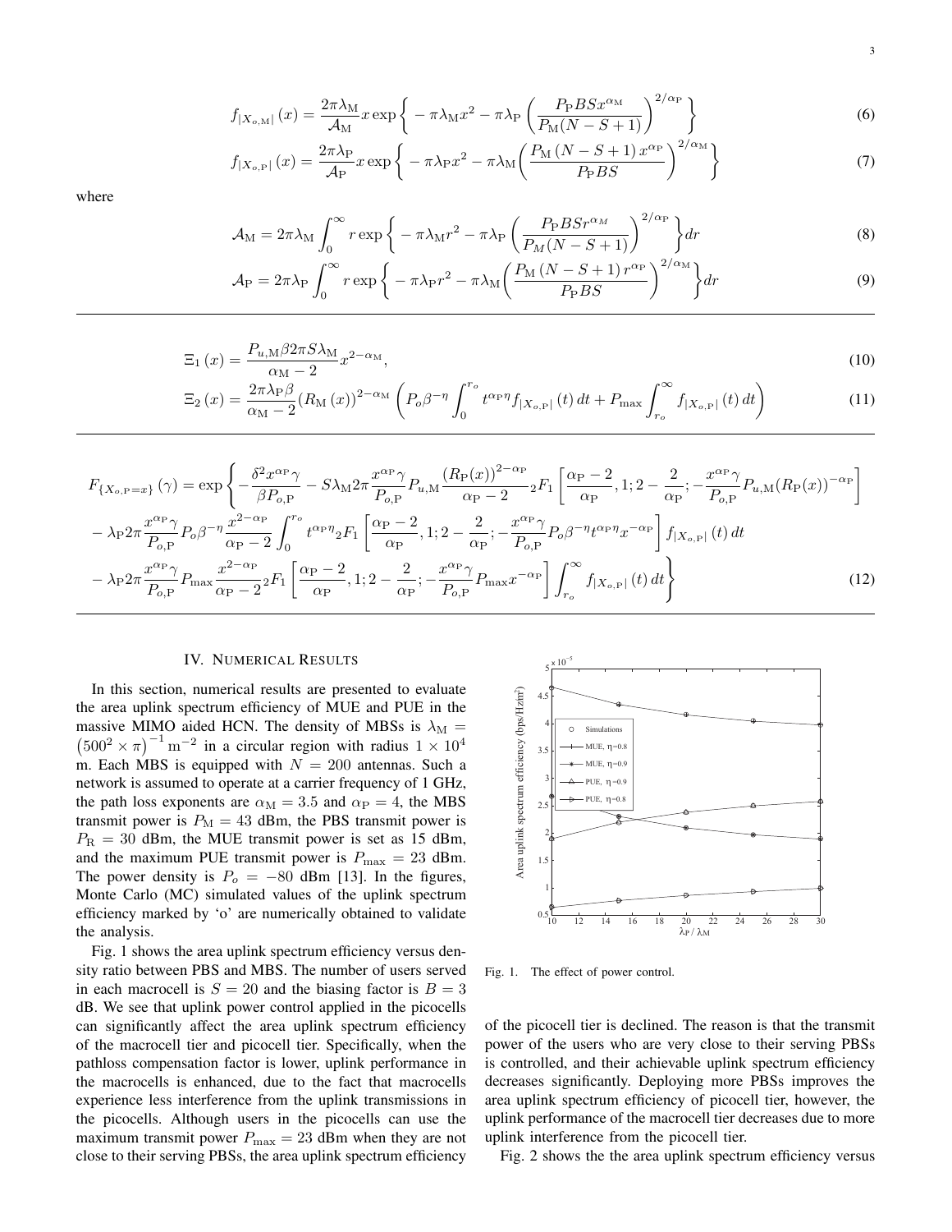$$f_{|X_{o,\mathrm{M}}|}(x) = \frac{2\pi\lambda_{\mathrm{M}}}{\mathcal{A}_{\mathrm{M}}} x \exp\left\{ -\pi\lambda_{\mathrm{M}} x^2 - \pi\lambda_{\mathrm{P}} \left( \frac{P_{\mathrm{P}} BS x^{\alpha_{\mathrm{M}}}}{P_{\mathrm{M}}(N-S+1)} \right)^{2/\alpha_{\mathrm{P}}} \right\} \tag{6}$$

$$f_{|X_{o,\mathrm{P}}|}(x) = \frac{2\pi\lambda_{\mathrm{P}}}{\mathcal{A}_{\mathrm{P}}} x \exp\left\{ -\pi\lambda_{\mathrm{P}} x^2 - \pi\lambda_{\mathrm{M}} \left( \frac{P_{\mathrm{M}}(N-S+1) x^{\alpha_{\mathrm{P}}}}{P_{\mathrm{P}} BS} \right)^{2/\alpha_{\mathrm{M}}} \right\} \tag{7}$$

where

$$\mathcal{A}_{\mathrm{M}} = 2\pi\lambda_{\mathrm{M}} \int_0^\infty r \exp\left\{ -\pi\lambda_{\mathrm{M}} r^2 - \pi\lambda_{\mathrm{P}} \left( \frac{P_{\mathrm{P}} BS r^{\alpha_M}}{P_M(N-S+1)} \right)^{2/\alpha_{\mathrm{P}}} \right\} dr \tag{8}$$

$$\mathcal{A}_{\mathrm{P}} = 2\pi\lambda_{\mathrm{P}} \int_0^\infty r \exp\left\{ -\pi\lambda_{\mathrm{P}} r^2 - \pi\lambda_{\mathrm{M}} \left( \frac{P_{\mathrm{M}}(N-S+1) r^{\alpha_{\mathrm{P}}}}{P_{\mathrm{P}} BS} \right)^{2/\alpha_{\mathrm{M}}} \right\} dr \tag{9}$$

$$\Xi_1(x) = \frac{P_{u,\mathrm{M}} \beta 2\pi S \lambda_{\mathrm{M}}}{\alpha_{\mathrm{M}} - 2} x^{2-\alpha_{\mathrm{M}}}, \tag{10}$$

$$\Xi_2(x) = \frac{2\pi\lambda_{\mathrm{P}}\beta}{\alpha_{\mathrm{M}} - 2} (R_{\mathrm{M}}(x))^{2-\alpha_{\mathrm{M}}} \left( P_o \beta^{-\eta} \int_0^{r_o} t^{\alpha_{\mathrm{P}}\eta} f_{|X_{o,\mathrm{P}}|}(t)\, dt + P_{\max} \int_{r_o}^\infty f_{|X_{o,\mathrm{P}}|}(t)\, dt \right) \tag{11}$$

$$\begin{aligned}
F_{\{X_{o,\mathrm{P}}=x\}}(\gamma) = \exp\Bigg\{ & -\frac{\delta^2 x^{\alpha_{\mathrm{P}}}\gamma}{\beta P_{o,\mathrm{P}}} - S\lambda_{\mathrm{M}} 2\pi \frac{x^{\alpha_{\mathrm{P}}}\gamma}{P_{o,\mathrm{P}}} P_{u,\mathrm{M}} \frac{(R_{\mathrm{P}}(x))^{2-\alpha_{\mathrm{P}}}}{\alpha_{\mathrm{P}} - 2} {}_2F_1\left[ \frac{\alpha_{\mathrm{P}}-2}{\alpha_{\mathrm{P}}}, 1; 2 - \frac{2}{\alpha_{\mathrm{P}}}; -\frac{x^{\alpha_{\mathrm{P}}}\gamma}{P_{o,\mathrm{P}}} P_{u,\mathrm{M}} (R_{\mathrm{P}}(x))^{-\alpha_{\mathrm{P}}} \right] \\
& - \lambda_{\mathrm{P}} 2\pi \frac{x^{\alpha_{\mathrm{P}}}\gamma}{P_{o,\mathrm{P}}} P_o \beta^{-\eta} \frac{x^{2-\alpha_{\mathrm{P}}}}{\alpha_{\mathrm{P}} - 2} \int_0^{r_o} t^{\alpha_{\mathrm{P}}\eta} {}_2F_1\left[ \frac{\alpha_{\mathrm{P}}-2}{\alpha_{\mathrm{P}}}, 1; 2 - \frac{2}{\alpha_{\mathrm{P}}}; -\frac{x^{\alpha_{\mathrm{P}}}\gamma}{P_{o,\mathrm{P}}} P_o \beta^{-\eta} t^{\alpha_{\mathrm{P}}\eta} x^{-\alpha_{\mathrm{P}}} \right] f_{|X_{o,\mathrm{P}}|}(t)\, dt \\
& - \lambda_{\mathrm{P}} 2\pi \frac{x^{\alpha_{\mathrm{P}}}\gamma}{P_{o,\mathrm{P}}} P_{\max} \frac{x^{2-\alpha_{\mathrm{P}}}}{\alpha_{\mathrm{P}} - 2} {}_2F_1\left[ \frac{\alpha_{\mathrm{P}}-2}{\alpha_{\mathrm{P}}}, 1; 2 - \frac{2}{\alpha_{\mathrm{P}}}; -\frac{x^{\alpha_{\mathrm{P}}}\gamma}{P_{o,\mathrm{P}}} P_{\max} x^{-\alpha_{\mathrm{P}}} \right] \int_{r_o}^\infty f_{|X_{o,\mathrm{P}}|}(t)\, dt \Bigg\}
\end{aligned} \tag{12}$$

## IV. Numerical Results

In this section, numerical results are presented to evaluate the area uplink spectrum efficiency of MUE and PUE in the massive MIMO aided HCN. The density of MBSs is $\lambda_{\mathrm{M}} = \left(500^2 \times \pi\right)^{-1} \mathrm{m}^{-2}$ in a circular region with radius $1 \times 10^4$ m. Each MBS is equipped with $N = 200$ antennas. Such a network is assumed to operate at a carrier frequency of 1 GHz, the path loss exponents are $\alpha_{\mathrm{M}} = 3.5$ and $\alpha_{\mathrm{P}} = 4$, the MBS transmit power is $P_{\mathrm{M}} = 43$ dBm, the PBS transmit power is $P_{\mathrm{R}} = 30$ dBm, the MUE transmit power is set as 15 dBm, and the maximum PUE transmit power is $P_{\max} = 23$ dBm. The power density is $P_o = -80$ dBm [13]. In the figures, Monte Carlo (MC) simulated values of the uplink spectrum efficiency marked by 'o' are numerically obtained to validate the analysis.

Fig. 1 shows the area uplink spectrum efficiency versus density ratio between PBS and MBS. The number of users served in each macrocell is $S = 20$ and the biasing factor is $B = 3$ dB. We see that uplink power control applied in the picocells can significantly affect the area uplink spectrum efficiency of the macrocell tier and picocell tier. Specifically, when the pathloss compensation factor is lower, uplink performance in the macrocells is enhanced, due to the fact that macrocells experience less interference from the uplink transmissions in the picocells. Although users in the picocells can use the maximum transmit power $P_{\max} = 23$ dBm when they are not close to their serving PBSs, the area uplink spectrum efficiency of the picocell tier is declined. The reason is that the transmit power of the users who are very close to their serving PBSs is controlled, and their achievable uplink spectrum efficiency decreases significantly. Deploying more PBSs improves the area uplink spectrum efficiency of picocell tier, however, the uplink performance of the macrocell tier decreases due to more uplink interference from the picocell tier.

Fig. 1. The effect of power control.

Fig. 2 shows the the area uplink spectrum efficiency versus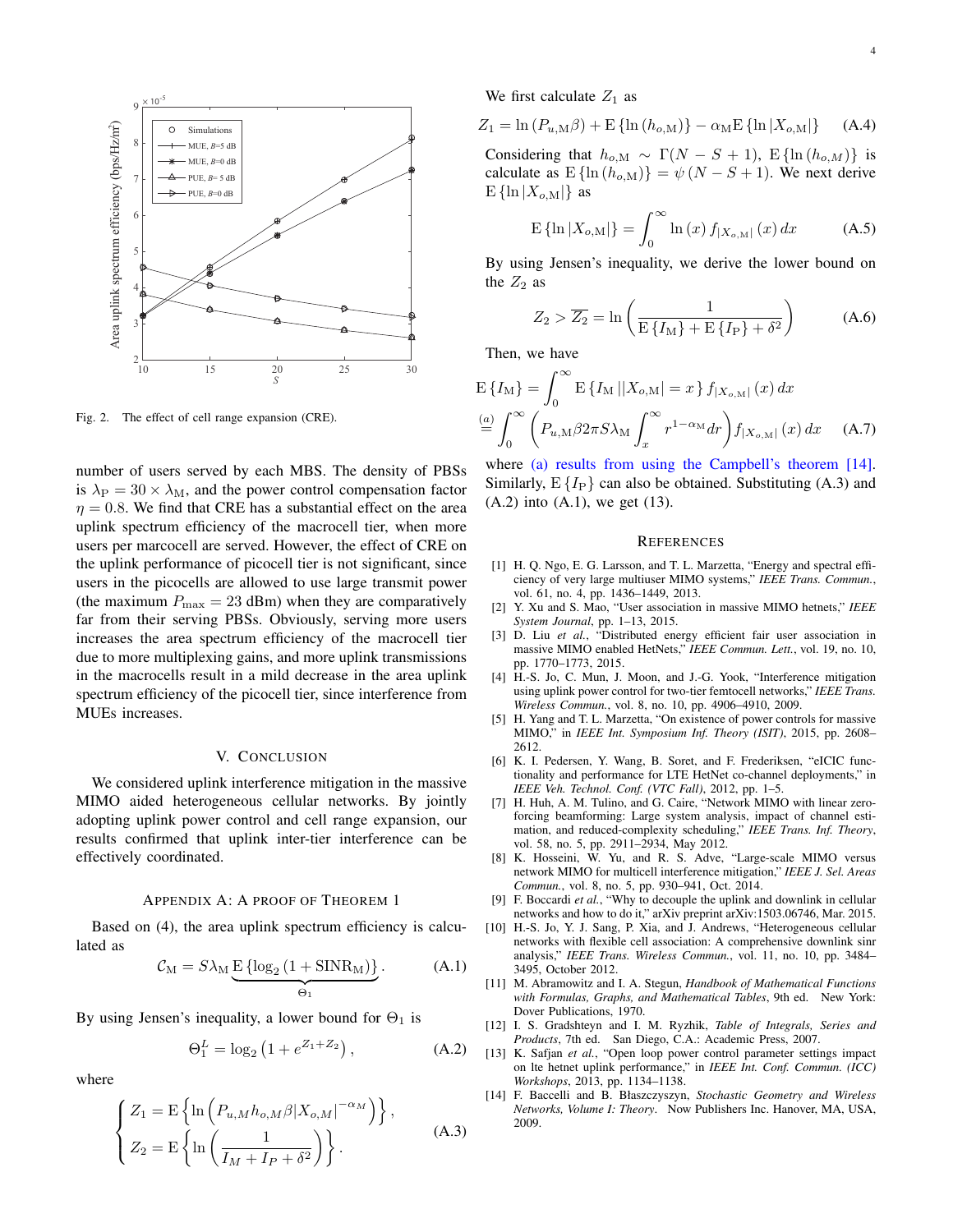×10^-5
9
8
7
6
5
4
3
2
Area uplink spectrum efficiency (bps/Hz/m²)
10
15
20
25
30
S
Simulations
MUE, B=5 dB
MUE, B=0 dB
PUE, B= 5 dB
PUE, B=0 dB

Fig. 2. The effect of cell range expansion (CRE).

number of users served by each MBS. The density of PBSs is $\lambda_{\rm P} = 30 \times \lambda_{\rm M}$, and the power control compensation factor $\eta = 0.8$. We find that CRE has a substantial effect on the area uplink spectrum efficiency of the macrocell tier, when more users per marcocell are served. However, the effect of CRE on the uplink performance of picocell tier is not significant, since users in the picocells are allowed to use large transmit power (the maximum $P_{\max} = 23$ dBm) when they are comparatively far from their serving PBSs. Obviously, serving more users increases the area spectrum efficiency of the macrocell tier due to more multiplexing gains, and more uplink transmissions in the macrocells result in a mild decrease in the area uplink spectrum efficiency of the picocell tier, since interference from MUEs increases.

## V. Conclusion

We considered uplink interference mitigation in the massive MIMO aided heterogeneous cellular networks. By jointly adopting uplink power control and cell range expansion, our results confirmed that uplink inter-tier interference can be effectively coordinated.

## Appendix A: A Proof of Theorem 1

Based on (4), the area uplink spectrum efficiency is calculated as

$$\mathcal{C}_{\rm M} = S\lambda_{\rm M} \underbrace{{\rm E}\left\{\log_2\left(1+{\rm SINR_M}\right)\right\}}_{\Theta_1}. \tag{A.1}$$

By using Jensen's inequality, a lower bound for $\Theta_1$ is

$$\Theta_1^L = \log_2\left(1+e^{Z_1+Z_2}\right), \tag{A.2}$$

where

$$\begin{cases} Z_1 = {\rm E}\left\{\ln\left(P_{u,M} h_{o,M} \beta |X_{o,M}|^{-\alpha_M}\right)\right\}, \\ Z_2 = {\rm E}\left\{\ln\left(\dfrac{1}{I_M + I_P + \delta^2}\right)\right\}. \end{cases} \tag{A.3}$$

We first calculate $Z_1$ as

$$Z_1 = \ln\left(P_{u,{\rm M}}\beta\right) + {\rm E}\left\{\ln\left(h_{o,{\rm M}}\right)\right\} - \alpha_{\rm M}{\rm E}\left\{\ln|X_{o,{\rm M}}|\right\} \tag{A.4}$$

Considering that $h_{o,{\rm M}} \sim \Gamma(N-S+1)$, ${\rm E}\left\{\ln\left(h_{o,M}\right)\right\}$ is calculate as ${\rm E}\left\{\ln\left(h_{o,{\rm M}}\right)\right\} = \psi\left(N-S+1\right)$. We next derive ${\rm E}\left\{\ln|X_{o,{\rm M}}|\right\}$ as

$${\rm E}\left\{\ln|X_{o,{\rm M}}|\right\} = \int_0^\infty \ln\left(x\right) f_{|X_{o,{\rm M}}|}\left(x\right) dx \tag{A.5}$$

By using Jensen's inequality, we derive the lower bound on the $Z_2$ as

$$Z_2 > \overline{Z_2} = \ln\left(\frac{1}{{\rm E}\left\{I_{\rm M}\right\} + {\rm E}\left\{I_{\rm P}\right\} + \delta^2}\right) \tag{A.6}$$

Then, we have

$$\begin{aligned} {\rm E}\left\{I_{\rm M}\right\} &= \int_0^\infty {\rm E}\left\{I_{\rm M}\left||X_{o,{\rm M}}| = x\right.\right\} f_{|X_{o,{\rm M}}|}\left(x\right) dx \\ &\overset{(a)}{=} \int_0^\infty \left(P_{u,{\rm M}}\beta 2\pi S\lambda_{\rm M}\int_x^\infty r^{1-\alpha_{\rm M}} dr\right) f_{|X_{o,{\rm M}}|}\left(x\right) dx \end{aligned} \tag{A.7}$$

where (a) results from using the Campbell's theorem [14]. Similarly, ${\rm E}\left\{I_{\rm P}\right\}$ can also be obtained. Substituting (A.3) and (A.2) into (A.1), we get (13).

## References

[1] H. Q. Ngo, E. G. Larsson, and T. L. Marzetta, "Energy and spectral efficiency of very large multiuser MIMO systems," *IEEE Trans. Commun.*, vol. 61, no. 4, pp. 1436–1449, 2013.

[2] Y. Xu and S. Mao, "User association in massive MIMO hetnets," *IEEE System Journal*, pp. 1–13, 2015.

[3] D. Liu *et al.*, "Distributed energy efficient fair user association in massive MIMO enabled HetNets," *IEEE Commun. Lett.*, vol. 19, no. 10, pp. 1770–1773, 2015.

[4] H.-S. Jo, C. Mun, J. Moon, and J.-G. Yook, "Interference mitigation using uplink power control for two-tier femtocell networks," *IEEE Trans. Wireless Commun.*, vol. 8, no. 10, pp. 4906–4910, 2009.

[5] H. Yang and T. L. Marzetta, "On existence of power controls for massive MIMO," in *IEEE Int. Symposium Inf. Theory (ISIT)*, 2015, pp. 2608–2612.

[6] K. I. Pedersen, Y. Wang, B. Soret, and F. Frederiksen, "eICIC functionality and performance for LTE HetNet co-channel deployments," in *IEEE Veh. Technol. Conf. (VTC Fall)*, 2012, pp. 1–5.

[7] H. Huh, A. M. Tulino, and G. Caire, "Network MIMO with linear zero-forcing beamforming: Large system analysis, impact of channel estimation, and reduced-complexity scheduling," *IEEE Trans. Inf. Theory*, vol. 58, no. 5, pp. 2911–2934, May 2012.

[8] K. Hosseini, W. Yu, and R. S. Adve, "Large-scale MIMO versus network MIMO for multicell interference mitigation," *IEEE J. Sel. Areas Commun.*, vol. 8, no. 5, pp. 930–941, Oct. 2014.

[9] F. Boccardi *et al.*, "Why to decouple the uplink and downlink in cellular networks and how to do it," arXiv preprint arXiv:1503.06746, Mar. 2015.

[10] H.-S. Jo, Y. J. Sang, P. Xia, and J. Andrews, "Heterogeneous cellular networks with flexible cell association: A comprehensive downlink sinr analysis," *IEEE Trans. Wireless Commun.*, vol. 11, no. 10, pp. 3484–3495, October 2012.

[11] M. Abramowitz and I. A. Stegun, *Handbook of Mathematical Functions with Formulas, Graphs, and Mathematical Tables*, 9th ed. New York: Dover Publications, 1970.

[12] I. S. Gradshteyn and I. M. Ryzhik, *Table of Integrals, Series and Products*, 7th ed. San Diego, C.A.: Academic Press, 2007.

[13] K. Safjan *et al.*, "Open loop power control parameter settings impact on lte hetnet uplink performance," in *IEEE Int. Conf. Commun. (ICC) Workshops*, 2013, pp. 1134–1138.

[14] F. Baccelli and B. Błaszczyszyn, *Stochastic Geometry and Wireless Networks, Volume I: Theory*. Now Publishers Inc. Hanover, MA, USA, 2009.